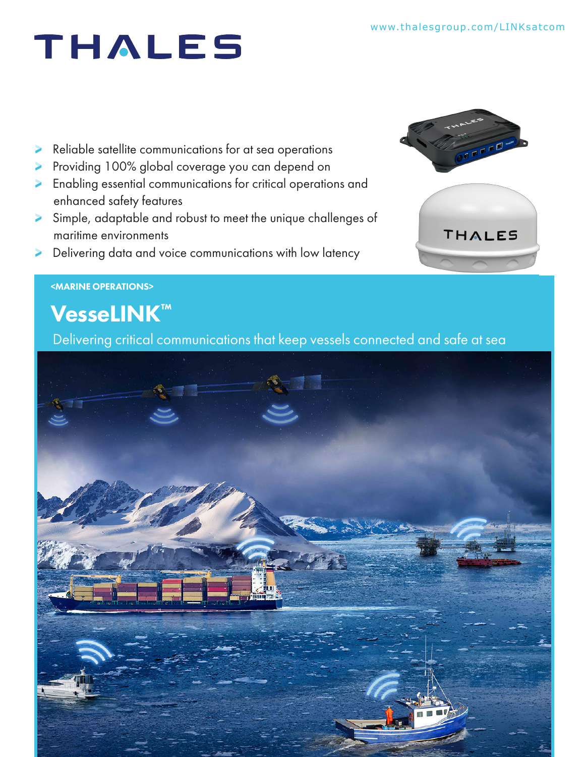www.thalesgroup.com/LINKsatcom

# THALES

- Reliable satellite communications for at sea operations
- Providing 100% global coverage you can depend on
- Enabling essential communications for critical operations and enhanced safety features
- Simple, adaptable and robust to meet the unique challenges of maritime environments
- Delivering data and voice communications with low latency

<MARINE OPERATIONS>

## VesseLINK™

Delivering critical communications that keep vessels connected and safe at sea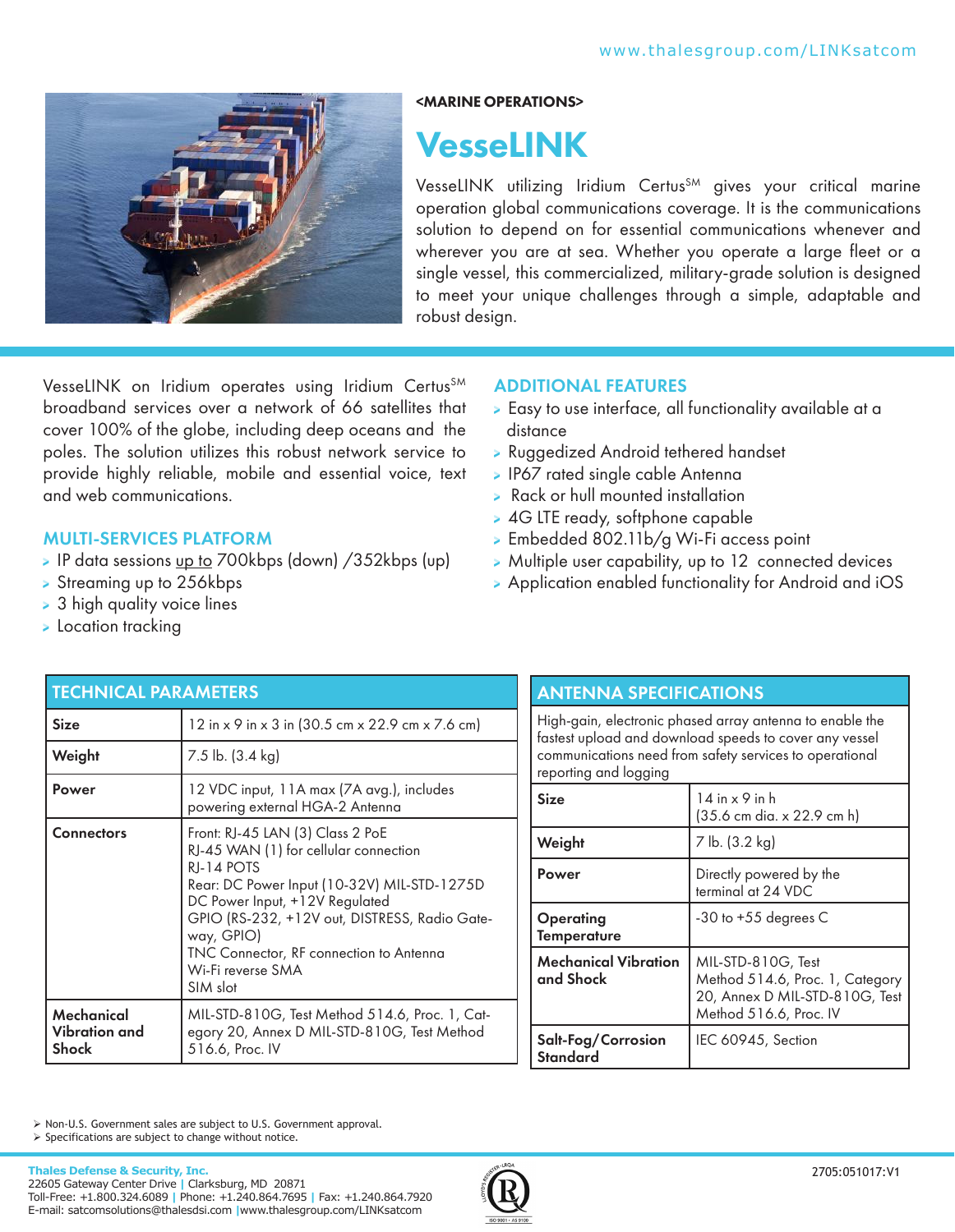www.thalesgroup.com/LINKsatcom

<MARINE OPERATIONS>

# VesseLINK

VesseLINK utilizing Iridium Certus[SM] gives your critical marine operation global communications coverage. It is the communications solution to depend on for essential communications whenever and wherever you are at sea. Whether you operate a large fleet or a single vessel, this commercialized, military-grade solution is designed to meet your unique challenges through a simple, adaptable and robust design.

VesseLINK on Iridium operates using Iridium Certus[SM] broadband services over a network of 66 satellites that cover 100% of the globe, including deep oceans and the poles. The solution utilizes this robust network service to provide highly reliable, mobile and essential voice, text and web communications.

## MULTI-SERVICES PLATFORM

- IP data sessions up to 700kbps (down) /352kbps (up)
- Streaming up to 256kbps
- 3 high quality voice lines
- Location tracking

## ADDITIONAL FEATURES

- Easy to use interface, all functionality available at a distance
- Ruggedized Android tethered handset
- IP67 rated single cable Antenna
- Rack or hull mounted installation
- 4G LTE ready, softphone capable
- Embedded 802.11b/g Wi-Fi access point
- Multiple user capability, up to 12 connected devices
- Application enabled functionality for Android and iOS

## TECHNICAL PARAMETERS

| | |
|---|---|
| **Size** | 12 in x 9 in x 3 in (30.5 cm x 22.9 cm x 7.6 cm) |
| **Weight** | 7.5 lb. (3.4 kg) |
| **Power** | 12 VDC input, 11A max (7A avg.), includes powering external HGA-2 Antenna |
| **Connectors** | Front: RJ-45 LAN (3) Class 2 PoE<br>RJ-45 WAN (1) for cellular connection<br>RJ-14 POTS<br>Rear: DC Power Input (10-32V) MIL-STD-1275D DC Power Input, +12V Regulated<br>GPIO (RS-232, +12V out, DISTRESS, Radio Gateway, GPIO)<br>TNC Connector, RF connection to Antenna<br>Wi-Fi reverse SMA<br>SIM slot |
| **Mechanical Vibration and Shock** | MIL-STD-810G, Test Method 514.6, Proc. 1, Category 20, Annex D MIL-STD-810G, Test Method 516.6, Proc. IV |

## ANTENNA SPECIFICATIONS

High-gain, electronic phased array antenna to enable the fastest upload and download speeds to cover any vessel communications need from safety services to operational reporting and logging

| | |
|---|---|
| **Size** | 14 in x 9 in h (35.6 cm dia. x 22.9 cm h) |
| **Weight** | 7 lb. (3.2 kg) |
| **Power** | Directly powered by the terminal at 24 VDC |
| **Operating Temperature** | -30 to +55 degrees C |
| **Mechanical Vibration and Shock** | MIL-STD-810G, Test Method 514.6, Proc. 1, Category 20, Annex D MIL-STD-810G, Test Method 516.6, Proc. IV |
| **Salt-Fog/Corrosion Standard** | IEC 60945, Section |

- Non-U.S. Government sales are subject to U.S. Government approval.
- Specifications are subject to change without notice.

**Thales Defense & Security, Inc.**
22605 Gateway Center Drive | Clarksburg, MD 20871
Toll-Free: +1.800.324.6089 | Phone: +1.240.864.7695 | Fax: +1.240.864.7920
E-mail: satcomsolutions@thalesdsi.com | www.thalesgroup.com/LINKsatcom

2705:051017:V1